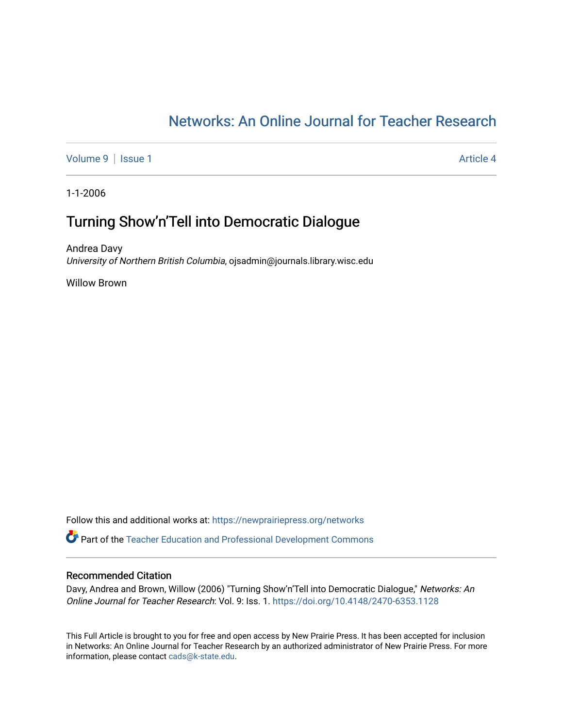# Networks: An Online Journal for Teacher Research

Volume 9 | Issue 1 Article 4

1-1-2006

## Turning Show'n'Tell into Democratic Dialogue

Andrea Davy
*University of Northern British Columbia*, ojsadmin@journals.library.wisc.edu

Willow Brown

Follow this and additional works at: https://newprairiepress.org/networks

Part of the Teacher Education and Professional Development Commons

### Recommended Citation

Davy, Andrea and Brown, Willow (2006) "Turning Show'n'Tell into Democratic Dialogue," *Networks: An Online Journal for Teacher Research*: Vol. 9: Iss. 1. https://doi.org/10.4148/2470-6353.1128

This Full Article is brought to you for free and open access by New Prairie Press. It has been accepted for inclusion in Networks: An Online Journal for Teacher Research by an authorized administrator of New Prairie Press. For more information, please contact cads@k-state.edu.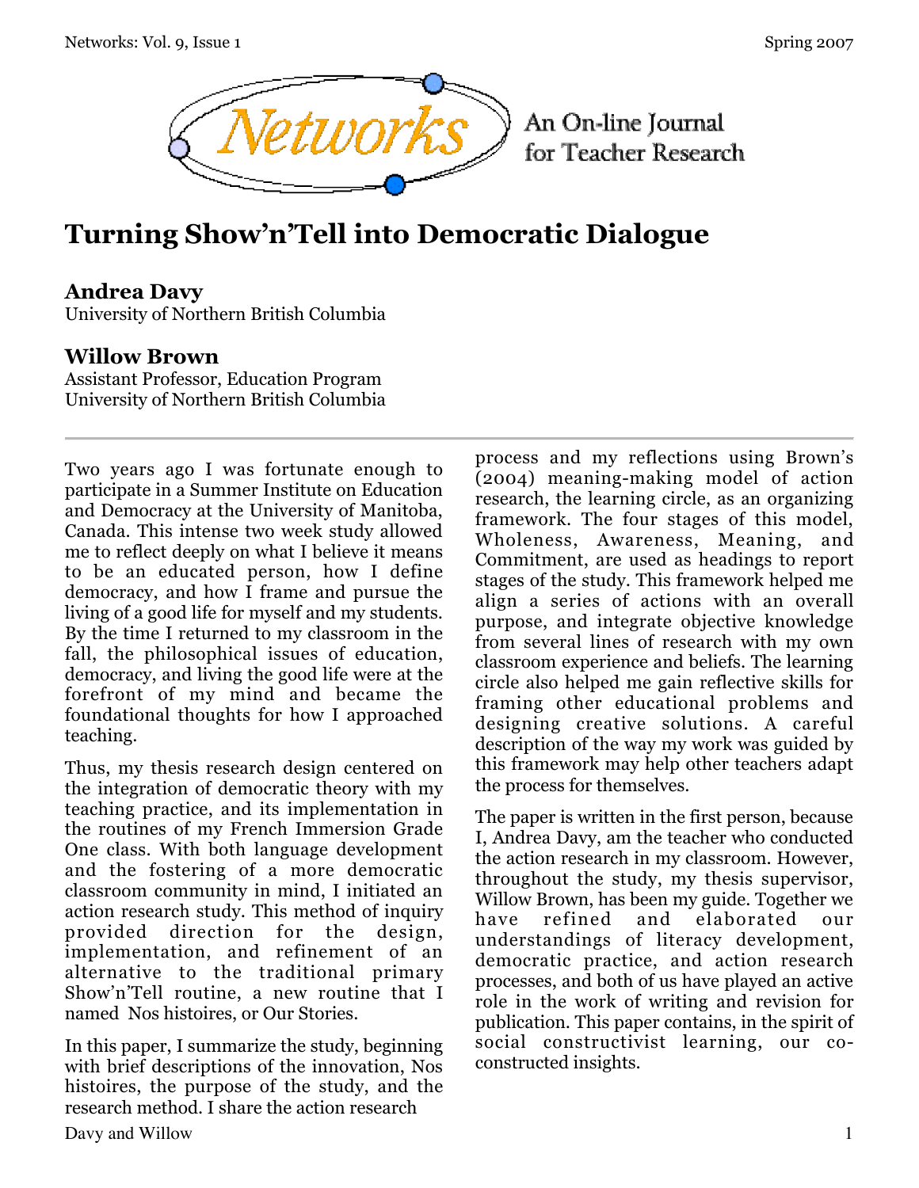# Turning Show'n'Tell into Democratic Dialogue

**Andrea Davy**
University of Northern British Columbia

**Willow Brown**
Assistant Professor, Education Program
University of Northern British Columbia

---

Two years ago I was fortunate enough to participate in a Summer Institute on Education and Democracy at the University of Manitoba, Canada. This intense two week study allowed me to reflect deeply on what I believe it means to be an educated person, how I define democracy, and how I frame and pursue the living of a good life for myself and my students. By the time I returned to my classroom in the fall, the philosophical issues of education, democracy, and living the good life were at the forefront of my mind and became the foundational thoughts for how I approached teaching.

Thus, my thesis research design centered on the integration of democratic theory with my teaching practice, and its implementation in the routines of my French Immersion Grade One class. With both language development and the fostering of a more democratic classroom community in mind, I initiated an action research study. This method of inquiry provided direction for the design, implementation, and refinement of an alternative to the traditional primary Show'n'Tell routine, a new routine that I named Nos histoires, or Our Stories.

In this paper, I summarize the study, beginning with brief descriptions of the innovation, Nos histoires, the purpose of the study, and the research method. I share the action research process and my reflections using Brown's (2004) meaning-making model of action research, the learning circle, as an organizing framework. The four stages of this model, Wholeness, Awareness, Meaning, and Commitment, are used as headings to report stages of the study. This framework helped me align a series of actions with an overall purpose, and integrate objective knowledge from several lines of research with my own classroom experience and beliefs. The learning circle also helped me gain reflective skills for framing other educational problems and designing creative solutions. A careful description of the way my work was guided by this framework may help other teachers adapt the process for themselves.

The paper is written in the first person, because I, Andrea Davy, am the teacher who conducted the action research in my classroom. However, throughout the study, my thesis supervisor, Willow Brown, has been my guide. Together we have refined and elaborated our understandings of literacy development, democratic practice, and action research processes, and both of us have played an active role in the work of writing and revision for publication. This paper contains, in the spirit of social constructivist learning, our co-constructed insights.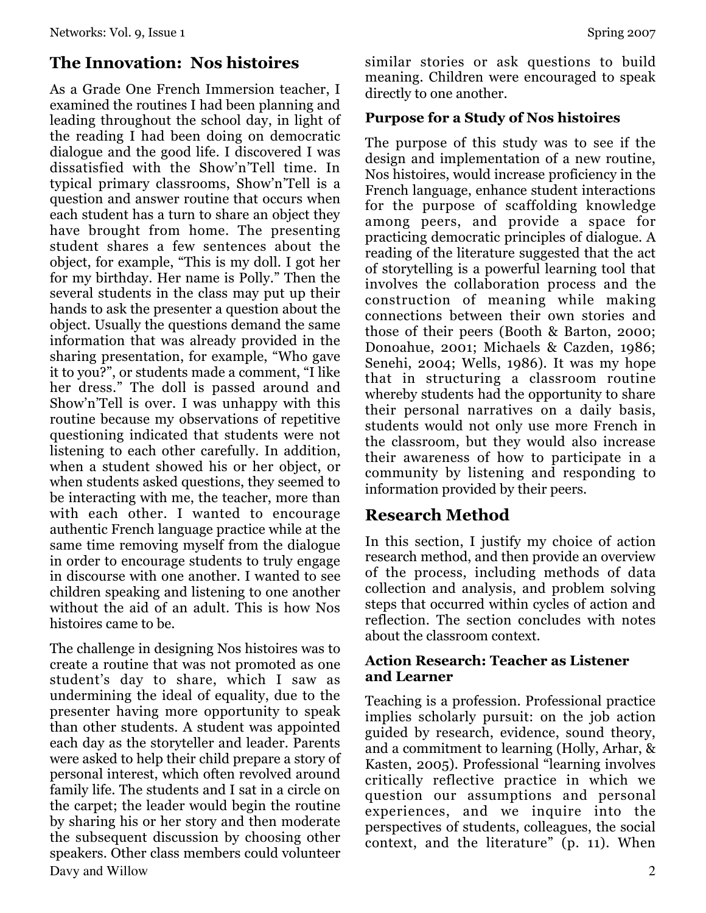## The Innovation: Nos histoires

As a Grade One French Immersion teacher, I examined the routines I had been planning and leading throughout the school day, in light of the reading I had been doing on democratic dialogue and the good life. I discovered I was dissatisfied with the Show'n'Tell time. In typical primary classrooms, Show'n'Tell is a question and answer routine that occurs when each student has a turn to share an object they have brought from home. The presenting student shares a few sentences about the object, for example, "This is my doll. I got her for my birthday. Her name is Polly." Then the several students in the class may put up their hands to ask the presenter a question about the object. Usually the questions demand the same information that was already provided in the sharing presentation, for example, "Who gave it to you?", or students made a comment, "I like her dress." The doll is passed around and Show'n'Tell is over. I was unhappy with this routine because my observations of repetitive questioning indicated that students were not listening to each other carefully. In addition, when a student showed his or her object, or when students asked questions, they seemed to be interacting with me, the teacher, more than with each other. I wanted to encourage authentic French language practice while at the same time removing myself from the dialogue in order to encourage students to truly engage in discourse with one another. I wanted to see children speaking and listening to one another without the aid of an adult. This is how Nos histoires came to be.

The challenge in designing Nos histoires was to create a routine that was not promoted as one student's day to share, which I saw as undermining the ideal of equality, due to the presenter having more opportunity to speak than other students. A student was appointed each day as the storyteller and leader. Parents were asked to help their child prepare a story of personal interest, which often revolved around family life. The students and I sat in a circle on the carpet; the leader would begin the routine by sharing his or her story and then moderate the subsequent discussion by choosing other speakers. Other class members could volunteer similar stories or ask questions to build meaning. Children were encouraged to speak directly to one another.

### Purpose for a Study of Nos histoires

The purpose of this study was to see if the design and implementation of a new routine, Nos histoires, would increase proficiency in the French language, enhance student interactions for the purpose of scaffolding knowledge among peers, and provide a space for practicing democratic principles of dialogue. A reading of the literature suggested that the act of storytelling is a powerful learning tool that involves the collaboration process and the construction of meaning while making connections between their own stories and those of their peers (Booth & Barton, 2000; Donoahue, 2001; Michaels & Cazden, 1986; Senehi, 2004; Wells, 1986). It was my hope that in structuring a classroom routine whereby students had the opportunity to share their personal narratives on a daily basis, students would not only use more French in the classroom, but they would also increase their awareness of how to participate in a community by listening and responding to information provided by their peers.

## Research Method

In this section, I justify my choice of action research method, and then provide an overview of the process, including methods of data collection and analysis, and problem solving steps that occurred within cycles of action and reflection. The section concludes with notes about the classroom context.

### Action Research: Teacher as Listener and Learner

Teaching is a profession. Professional practice implies scholarly pursuit: on the job action guided by research, evidence, sound theory, and a commitment to learning (Holly, Arhar, & Kasten, 2005). Professional "learning involves critically reflective practice in which we question our assumptions and personal experiences, and we inquire into the perspectives of students, colleagues, the social context, and the literature" (p. 11). When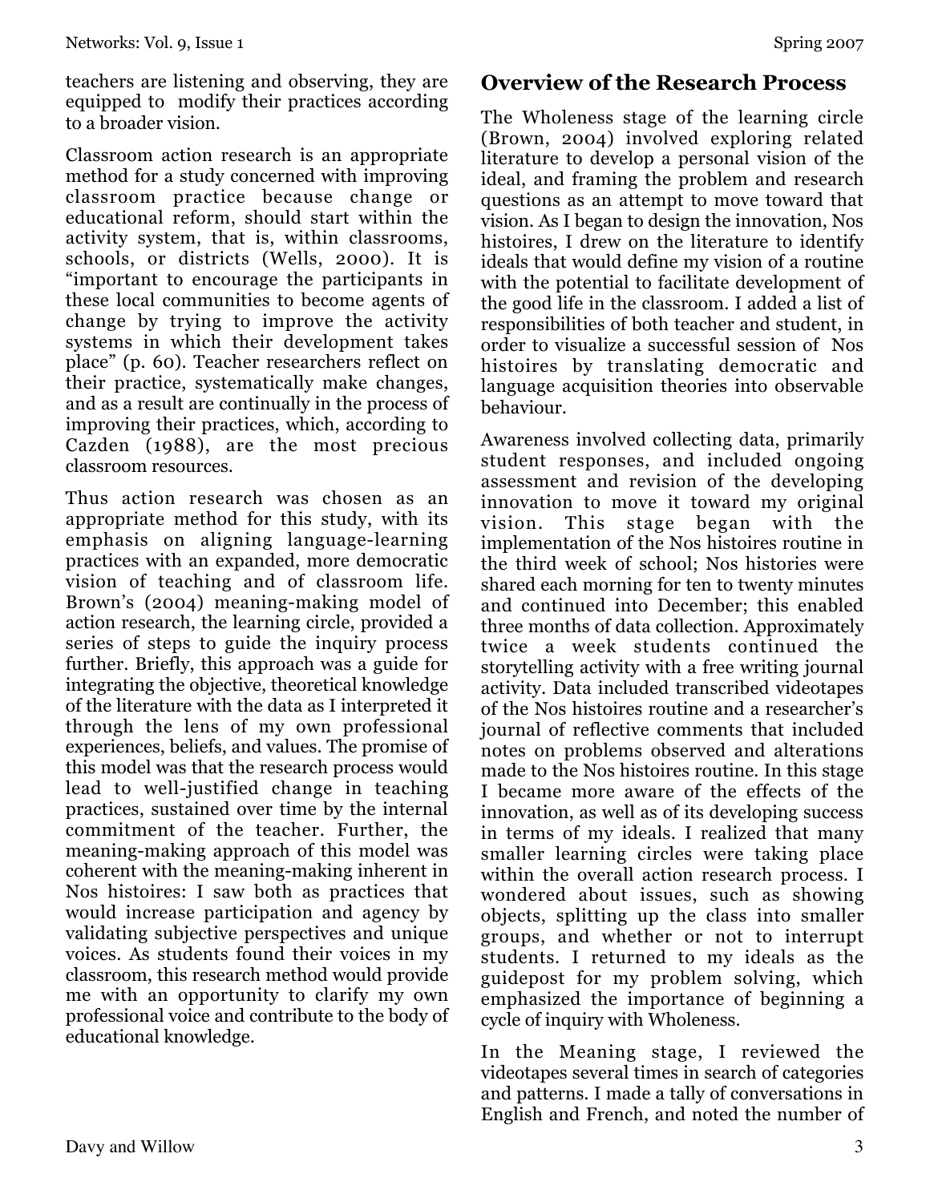teachers are listening and observing, they are equipped to modify their practices according to a broader vision.

Classroom action research is an appropriate method for a study concerned with improving classroom practice because change or educational reform, should start within the activity system, that is, within classrooms, schools, or districts (Wells, 2000). It is "important to encourage the participants in these local communities to become agents of change by trying to improve the activity systems in which their development takes place" (p. 60). Teacher researchers reflect on their practice, systematically make changes, and as a result are continually in the process of improving their practices, which, according to Cazden (1988), are the most precious classroom resources.

Thus action research was chosen as an appropriate method for this study, with its emphasis on aligning language-learning practices with an expanded, more democratic vision of teaching and of classroom life. Brown's (2004) meaning-making model of action research, the learning circle, provided a series of steps to guide the inquiry process further. Briefly, this approach was a guide for integrating the objective, theoretical knowledge of the literature with the data as I interpreted it through the lens of my own professional experiences, beliefs, and values. The promise of this model was that the research process would lead to well-justified change in teaching practices, sustained over time by the internal commitment of the teacher. Further, the meaning-making approach of this model was coherent with the meaning-making inherent in Nos histoires: I saw both as practices that would increase participation and agency by validating subjective perspectives and unique voices. As students found their voices in my classroom, this research method would provide me with an opportunity to clarify my own professional voice and contribute to the body of educational knowledge.

## Overview of the Research Process

The Wholeness stage of the learning circle (Brown, 2004) involved exploring related literature to develop a personal vision of the ideal, and framing the problem and research questions as an attempt to move toward that vision. As I began to design the innovation, Nos histoires, I drew on the literature to identify ideals that would define my vision of a routine with the potential to facilitate development of the good life in the classroom. I added a list of responsibilities of both teacher and student, in order to visualize a successful session of Nos histoires by translating democratic and language acquisition theories into observable behaviour.

Awareness involved collecting data, primarily student responses, and included ongoing assessment and revision of the developing innovation to move it toward my original vision. This stage began with the implementation of the Nos histoires routine in the third week of school; Nos histories were shared each morning for ten to twenty minutes and continued into December; this enabled three months of data collection. Approximately twice a week students continued the storytelling activity with a free writing journal activity. Data included transcribed videotapes of the Nos histoires routine and a researcher's journal of reflective comments that included notes on problems observed and alterations made to the Nos histoires routine. In this stage I became more aware of the effects of the innovation, as well as of its developing success in terms of my ideals. I realized that many smaller learning circles were taking place within the overall action research process. I wondered about issues, such as showing objects, splitting up the class into smaller groups, and whether or not to interrupt students. I returned to my ideals as the guidepost for my problem solving, which emphasized the importance of beginning a cycle of inquiry with Wholeness.

In the Meaning stage, I reviewed the videotapes several times in search of categories and patterns. I made a tally of conversations in English and French, and noted the number of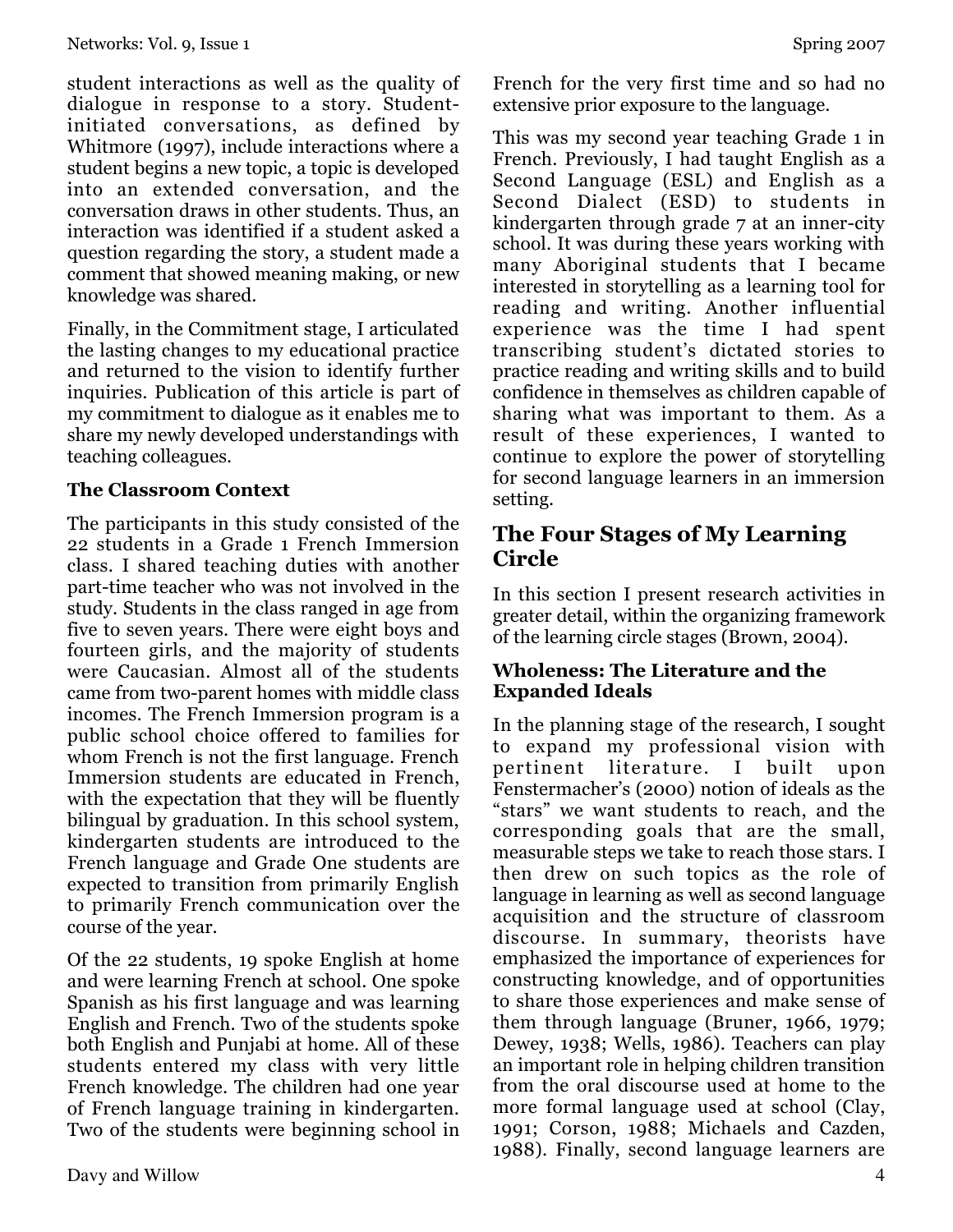student interactions as well as the quality of dialogue in response to a story. Student-initiated conversations, as defined by Whitmore (1997), include interactions where a student begins a new topic, a topic is developed into an extended conversation, and the conversation draws in other students. Thus, an interaction was identified if a student asked a question regarding the story, a student made a comment that showed meaning making, or new knowledge was shared.

Finally, in the Commitment stage, I articulated the lasting changes to my educational practice and returned to the vision to identify further inquiries. Publication of this article is part of my commitment to dialogue as it enables me to share my newly developed understandings with teaching colleagues.

**The Classroom Context**

The participants in this study consisted of the 22 students in a Grade 1 French Immersion class. I shared teaching duties with another part-time teacher who was not involved in the study. Students in the class ranged in age from five to seven years. There were eight boys and fourteen girls, and the majority of students were Caucasian. Almost all of the students came from two-parent homes with middle class incomes. The French Immersion program is a public school choice offered to families for whom French is not the first language. French Immersion students are educated in French, with the expectation that they will be fluently bilingual by graduation. In this school system, kindergarten students are introduced to the French language and Grade One students are expected to transition from primarily English to primarily French communication over the course of the year.

Of the 22 students, 19 spoke English at home and were learning French at school. One spoke Spanish as his first language and was learning English and French. Two of the students spoke both English and Punjabi at home. All of these students entered my class with very little French knowledge. The children had one year of French language training in kindergarten. Two of the students were beginning school in French for the very first time and so had no extensive prior exposure to the language.

This was my second year teaching Grade 1 in French. Previously, I had taught English as a Second Language (ESL) and English as a Second Dialect (ESD) to students in kindergarten through grade 7 at an inner-city school. It was during these years working with many Aboriginal students that I became interested in storytelling as a learning tool for reading and writing. Another influential experience was the time I had spent transcribing student's dictated stories to practice reading and writing skills and to build confidence in themselves as children capable of sharing what was important to them. As a result of these experiences, I wanted to continue to explore the power of storytelling for second language learners in an immersion setting.

## The Four Stages of My Learning Circle

In this section I present research activities in greater detail, within the organizing framework of the learning circle stages (Brown, 2004).

### Wholeness: The Literature and the Expanded Ideals

In the planning stage of the research, I sought to expand my professional vision with pertinent literature. I built upon Fenstermacher's (2000) notion of ideals as the "stars" we want students to reach, and the corresponding goals that are the small, measurable steps we take to reach those stars. I then drew on such topics as the role of language in learning as well as second language acquisition and the structure of classroom discourse. In summary, theorists have emphasized the importance of experiences for constructing knowledge, and of opportunities to share those experiences and make sense of them through language (Bruner, 1966, 1979; Dewey, 1938; Wells, 1986). Teachers can play an important role in helping children transition from the oral discourse used at home to the more formal language used at school (Clay, 1991; Corson, 1988; Michaels and Cazden, 1988). Finally, second language learners are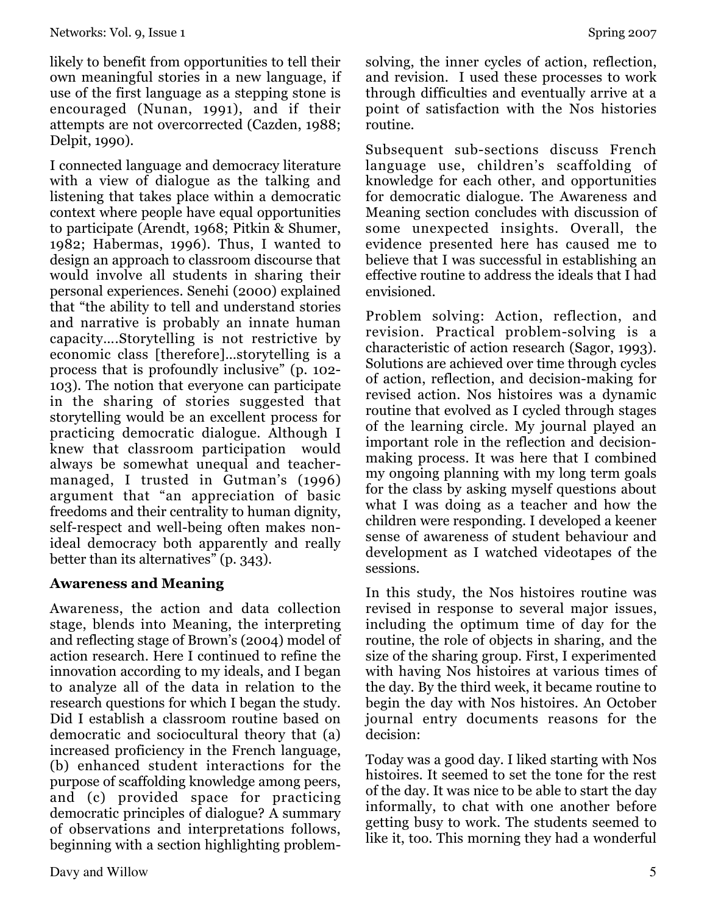likely to benefit from opportunities to tell their own meaningful stories in a new language, if use of the first language as a stepping stone is encouraged (Nunan, 1991), and if their attempts are not overcorrected (Cazden, 1988; Delpit, 1990).

I connected language and democracy literature with a view of dialogue as the talking and listening that takes place within a democratic context where people have equal opportunities to participate (Arendt, 1968; Pitkin & Shumer, 1982; Habermas, 1996). Thus, I wanted to design an approach to classroom discourse that would involve all students in sharing their personal experiences. Senehi (2000) explained that "the ability to tell and understand stories and narrative is probably an innate human capacity….Storytelling is not restrictive by economic class [therefore]…storytelling is a process that is profoundly inclusive" (p. 102-103). The notion that everyone can participate in the sharing of stories suggested that storytelling would be an excellent process for practicing democratic dialogue. Although I knew that classroom participation would always be somewhat unequal and teacher-managed, I trusted in Gutman's (1996) argument that "an appreciation of basic freedoms and their centrality to human dignity, self-respect and well-being often makes non-ideal democracy both apparently and really better than its alternatives" (p. 343).

### Awareness and Meaning

Awareness, the action and data collection stage, blends into Meaning, the interpreting and reflecting stage of Brown's (2004) model of action research. Here I continued to refine the innovation according to my ideals, and I began to analyze all of the data in relation to the research questions for which I began the study. Did I establish a classroom routine based on democratic and sociocultural theory that (a) increased proficiency in the French language, (b) enhanced student interactions for the purpose of scaffolding knowledge among peers, and (c) provided space for practicing democratic principles of dialogue? A summary of observations and interpretations follows, beginning with a section highlighting problem-solving, the inner cycles of action, reflection, and revision. I used these processes to work through difficulties and eventually arrive at a point of satisfaction with the Nos histories routine.

Subsequent sub-sections discuss French language use, children's scaffolding of knowledge for each other, and opportunities for democratic dialogue. The Awareness and Meaning section concludes with discussion of some unexpected insights. Overall, the evidence presented here has caused me to believe that I was successful in establishing an effective routine to address the ideals that I had envisioned.

Problem solving: Action, reflection, and revision. Practical problem-solving is a characteristic of action research (Sagor, 1993). Solutions are achieved over time through cycles of action, reflection, and decision-making for revised action. Nos histoires was a dynamic routine that evolved as I cycled through stages of the learning circle. My journal played an important role in the reflection and decision-making process. It was here that I combined my ongoing planning with my long term goals for the class by asking myself questions about what I was doing as a teacher and how the children were responding. I developed a keener sense of awareness of student behaviour and development as I watched videotapes of the sessions.

In this study, the Nos histoires routine was revised in response to several major issues, including the optimum time of day for the routine, the role of objects in sharing, and the size of the sharing group. First, I experimented with having Nos histoires at various times of the day. By the third week, it became routine to begin the day with Nos histoires. An October journal entry documents reasons for the decision:

Today was a good day. I liked starting with Nos histoires. It seemed to set the tone for the rest of the day. It was nice to be able to start the day informally, to chat with one another before getting busy to work. The students seemed to like it, too. This morning they had a wonderful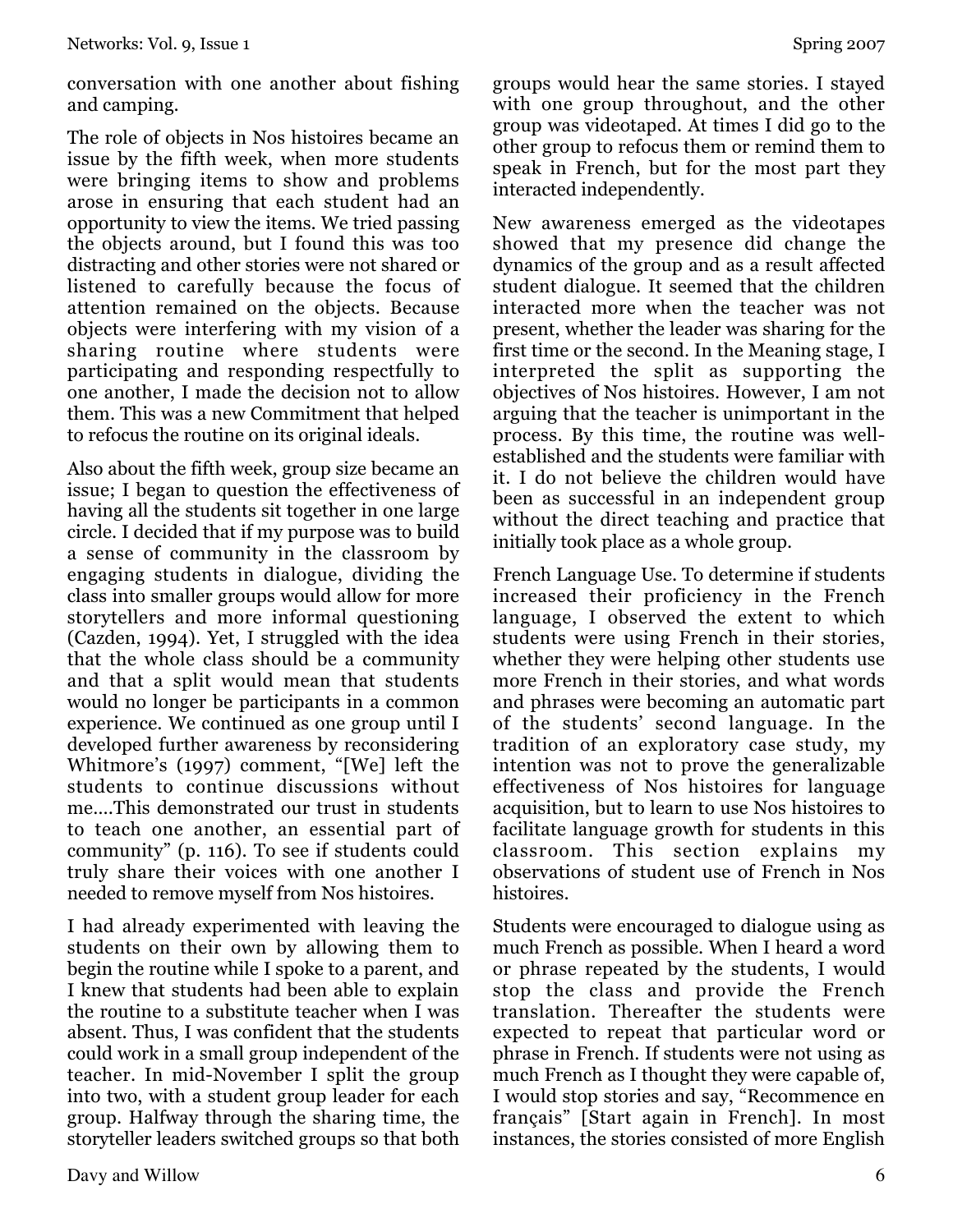conversation with one another about fishing and camping.

The role of objects in Nos histoires became an issue by the fifth week, when more students were bringing items to show and problems arose in ensuring that each student had an opportunity to view the items. We tried passing the objects around, but I found this was too distracting and other stories were not shared or listened to carefully because the focus of attention remained on the objects. Because objects were interfering with my vision of a sharing routine where students were participating and responding respectfully to one another, I made the decision not to allow them. This was a new Commitment that helped to refocus the routine on its original ideals.

Also about the fifth week, group size became an issue; I began to question the effectiveness of having all the students sit together in one large circle. I decided that if my purpose was to build a sense of community in the classroom by engaging students in dialogue, dividing the class into smaller groups would allow for more storytellers and more informal questioning (Cazden, 1994). Yet, I struggled with the idea that the whole class should be a community and that a split would mean that students would no longer be participants in a common experience. We continued as one group until I developed further awareness by reconsidering Whitmore's (1997) comment, "[We] left the students to continue discussions without me....This demonstrated our trust in students to teach one another, an essential part of community" (p. 116). To see if students could truly share their voices with one another I needed to remove myself from Nos histoires.

I had already experimented with leaving the students on their own by allowing them to begin the routine while I spoke to a parent, and I knew that students had been able to explain the routine to a substitute teacher when I was absent. Thus, I was confident that the students could work in a small group independent of the teacher. In mid-November I split the group into two, with a student group leader for each group. Halfway through the sharing time, the storyteller leaders switched groups so that both groups would hear the same stories. I stayed with one group throughout, and the other group was videotaped. At times I did go to the other group to refocus them or remind them to speak in French, but for the most part they interacted independently.

New awareness emerged as the videotapes showed that my presence did change the dynamics of the group and as a result affected student dialogue. It seemed that the children interacted more when the teacher was not present, whether the leader was sharing for the first time or the second. In the Meaning stage, I interpreted the split as supporting the objectives of Nos histoires. However, I am not arguing that the teacher is unimportant in the process. By this time, the routine was well-established and the students were familiar with it. I do not believe the children would have been as successful in an independent group without the direct teaching and practice that initially took place as a whole group.

French Language Use. To determine if students increased their proficiency in the French language, I observed the extent to which students were using French in their stories, whether they were helping other students use more French in their stories, and what words and phrases were becoming an automatic part of the students' second language. In the tradition of an exploratory case study, my intention was not to prove the generalizable effectiveness of Nos histoires for language acquisition, but to learn to use Nos histoires to facilitate language growth for students in this classroom. This section explains my observations of student use of French in Nos histoires.

Students were encouraged to dialogue using as much French as possible. When I heard a word or phrase repeated by the students, I would stop the class and provide the French translation. Thereafter the students were expected to repeat that particular word or phrase in French. If students were not using as much French as I thought they were capable of, I would stop stories and say, "Recommence en français" [Start again in French]. In most instances, the stories consisted of more English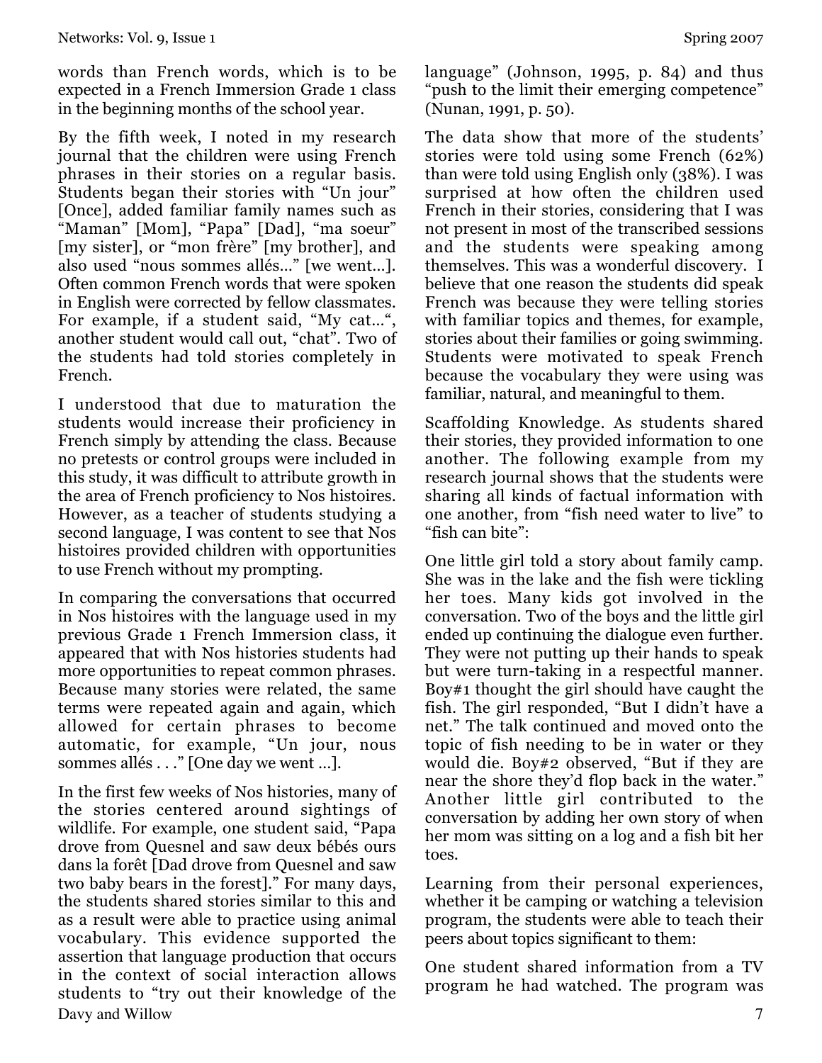words than French words, which is to be expected in a French Immersion Grade 1 class in the beginning months of the school year.

By the fifth week, I noted in my research journal that the children were using French phrases in their stories on a regular basis. Students began their stories with "Un jour" [Once], added familiar family names such as "Maman" [Mom], "Papa" [Dad], "ma soeur" [my sister], or "mon frère" [my brother], and also used "nous sommes allés…" [we went…]. Often common French words that were spoken in English were corrected by fellow classmates. For example, if a student said, "My cat…", another student would call out, "chat". Two of the students had told stories completely in French.

I understood that due to maturation the students would increase their proficiency in French simply by attending the class. Because no pretests or control groups were included in this study, it was difficult to attribute growth in the area of French proficiency to Nos histoires. However, as a teacher of students studying a second language, I was content to see that Nos histoires provided children with opportunities to use French without my prompting.

In comparing the conversations that occurred in Nos histoires with the language used in my previous Grade 1 French Immersion class, it appeared that with Nos histories students had more opportunities to repeat common phrases. Because many stories were related, the same terms were repeated again and again, which allowed for certain phrases to become automatic, for example, "Un jour, nous sommes allés . . ." [One day we went …].

In the first few weeks of Nos histories, many of the stories centered around sightings of wildlife. For example, one student said, "Papa drove from Quesnel and saw deux bébés ours dans la forêt [Dad drove from Quesnel and saw two baby bears in the forest]." For many days, the students shared stories similar to this and as a result were able to practice using animal vocabulary. This evidence supported the assertion that language production that occurs in the context of social interaction allows students to "try out their knowledge of the language" (Johnson, 1995, p. 84) and thus "push to the limit their emerging competence" (Nunan, 1991, p. 50).

The data show that more of the students' stories were told using some French (62%) than were told using English only (38%). I was surprised at how often the children used French in their stories, considering that I was not present in most of the transcribed sessions and the students were speaking among themselves. This was a wonderful discovery. I believe that one reason the students did speak French was because they were telling stories with familiar topics and themes, for example, stories about their families or going swimming. Students were motivated to speak French because the vocabulary they were using was familiar, natural, and meaningful to them.

Scaffolding Knowledge. As students shared their stories, they provided information to one another. The following example from my research journal shows that the students were sharing all kinds of factual information with one another, from "fish need water to live" to "fish can bite":

One little girl told a story about family camp. She was in the lake and the fish were tickling her toes. Many kids got involved in the conversation. Two of the boys and the little girl ended up continuing the dialogue even further. They were not putting up their hands to speak but were turn-taking in a respectful manner. Boy#1 thought the girl should have caught the fish. The girl responded, "But I didn't have a net." The talk continued and moved onto the topic of fish needing to be in water or they would die. Boy#2 observed, "But if they are near the shore they'd flop back in the water." Another little girl contributed to the conversation by adding her own story of when her mom was sitting on a log and a fish bit her toes.

Learning from their personal experiences, whether it be camping or watching a television program, the students were able to teach their peers about topics significant to them:

One student shared information from a TV program he had watched. The program was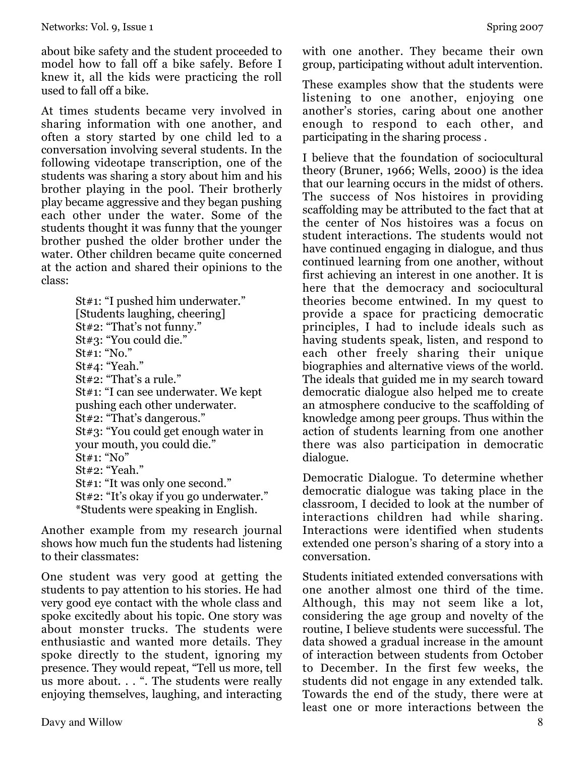about bike safety and the student proceeded to model how to fall off a bike safely. Before I knew it, all the kids were practicing the roll used to fall off a bike.

At times students became very involved in sharing information with one another, and often a story started by one child led to a conversation involving several students. In the following videotape transcription, one of the students was sharing a story about him and his brother playing in the pool. Their brotherly play became aggressive and they began pushing each other under the water. Some of the students thought it was funny that the younger brother pushed the older brother under the water. Other children became quite concerned at the action and shared their opinions to the class:

> St#1: "I pushed him underwater."
> [Students laughing, cheering]
> St#2: "That's not funny."
> St#3: "You could die."
> St#1: "No."
> St#4: "Yeah."
> St#2: "That's a rule."
> St#1: "I can see underwater. We kept pushing each other underwater.
> St#2: "That's dangerous."
> St#3: "You could get enough water in your mouth, you could die."
> St#1: "No"
> St#2: "Yeah."
> St#1: "It was only one second."
> St#2: "It's okay if you go underwater."
> *Students were speaking in English.

Another example from my research journal shows how much fun the students had listening to their classmates:

One student was very good at getting the students to pay attention to his stories. He had very good eye contact with the whole class and spoke excitedly about his topic. One story was about monster trucks. The students were enthusiastic and wanted more details. They spoke directly to the student, ignoring my presence. They would repeat, "Tell us more, tell us more about. . . ". The students were really enjoying themselves, laughing, and interacting with one another. They became their own group, participating without adult intervention.

These examples show that the students were listening to one another, enjoying one another's stories, caring about one another enough to respond to each other, and participating in the sharing process .

I believe that the foundation of sociocultural theory (Bruner, 1966; Wells, 2000) is the idea that our learning occurs in the midst of others. The success of Nos histoires in providing scaffolding may be attributed to the fact that at the center of Nos histoires was a focus on student interactions. The students would not have continued engaging in dialogue, and thus continued learning from one another, without first achieving an interest in one another. It is here that the democracy and sociocultural theories become entwined. In my quest to provide a space for practicing democratic principles, I had to include ideals such as having students speak, listen, and respond to each other freely sharing their unique biographies and alternative views of the world. The ideals that guided me in my search toward democratic dialogue also helped me to create an atmosphere conducive to the scaffolding of knowledge among peer groups. Thus within the action of students learning from one another there was also participation in democratic dialogue.

Democratic Dialogue. To determine whether democratic dialogue was taking place in the classroom, I decided to look at the number of interactions children had while sharing. Interactions were identified when students extended one person's sharing of a story into a conversation.

Students initiated extended conversations with one another almost one third of the time. Although, this may not seem like a lot, considering the age group and novelty of the routine, I believe students were successful. The data showed a gradual increase in the amount of interaction between students from October to December. In the first few weeks, the students did not engage in any extended talk. Towards the end of the study, there were at least one or more interactions between the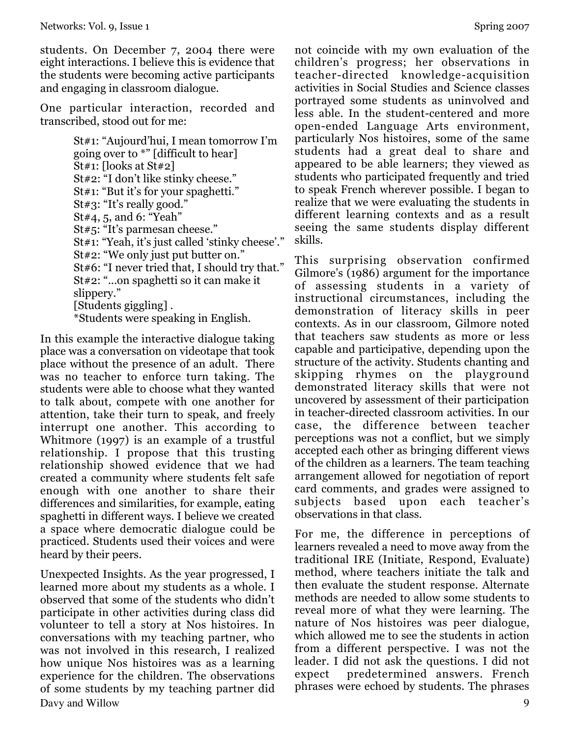students. On December 7, 2004 there were eight interactions. I believe this is evidence that the students were becoming active participants and engaging in classroom dialogue.

One particular interaction, recorded and transcribed, stood out for me:

> St#1: "Aujourd'hui, I mean tomorrow I'm going over to *" [difficult to hear]
> St#1: [looks at St#2]
> St#2: "I don't like stinky cheese."
> St#1: "But it's for your spaghetti."
> St#3: "It's really good."
> St#4, 5, and 6: "Yeah"
> St#5: "It's parmesan cheese."
> St#1: "Yeah, it's just called 'stinky cheese'."
> St#2: "We only just put butter on."
> St#6: "I never tried that, I should try that."
> St#2: "...on spaghetti so it can make it slippery."
> [Students giggling] .
> *Students were speaking in English.

In this example the interactive dialogue taking place was a conversation on videotape that took place without the presence of an adult. There was no teacher to enforce turn taking. The students were able to choose what they wanted to talk about, compete with one another for attention, take their turn to speak, and freely interrupt one another. This according to Whitmore (1997) is an example of a trustful relationship. I propose that this trusting relationship showed evidence that we had created a community where students felt safe enough with one another to share their differences and similarities, for example, eating spaghetti in different ways. I believe we created a space where democratic dialogue could be practiced. Students used their voices and were heard by their peers.

Unexpected Insights. As the year progressed, I learned more about my students as a whole. I observed that some of the students who didn't participate in other activities during class did volunteer to tell a story at Nos histoires. In conversations with my teaching partner, who was not involved in this research, I realized how unique Nos histoires was as a learning experience for the children. The observations of some students by my teaching partner did not coincide with my own evaluation of the children's progress; her observations in teacher-directed knowledge-acquisition activities in Social Studies and Science classes portrayed some students as uninvolved and less able. In the student-centered and more open-ended Language Arts environment, particularly Nos histoires, some of the same students had a great deal to share and appeared to be able learners; they viewed as students who participated frequently and tried to speak French wherever possible. I began to realize that we were evaluating the students in different learning contexts and as a result seeing the same students display different skills.

This surprising observation confirmed Gilmore's (1986) argument for the importance of assessing students in a variety of instructional circumstances, including the demonstration of literacy skills in peer contexts. As in our classroom, Gilmore noted that teachers saw students as more or less capable and participative, depending upon the structure of the activity. Students chanting and skipping rhymes on the playground demonstrated literacy skills that were not uncovered by assessment of their participation in teacher-directed classroom activities. In our case, the difference between teacher perceptions was not a conflict, but we simply accepted each other as bringing different views of the children as a learners. The team teaching arrangement allowed for negotiation of report card comments, and grades were assigned to subjects based upon each teacher's observations in that class.

For me, the difference in perceptions of learners revealed a need to move away from the traditional IRE (Initiate, Respond, Evaluate) method, where teachers initiate the talk and then evaluate the student response. Alternate methods are needed to allow some students to reveal more of what they were learning. The nature of Nos histoires was peer dialogue, which allowed me to see the students in action from a different perspective. I was not the leader. I did not ask the questions. I did not expect predetermined answers. French phrases were echoed by students. The phrases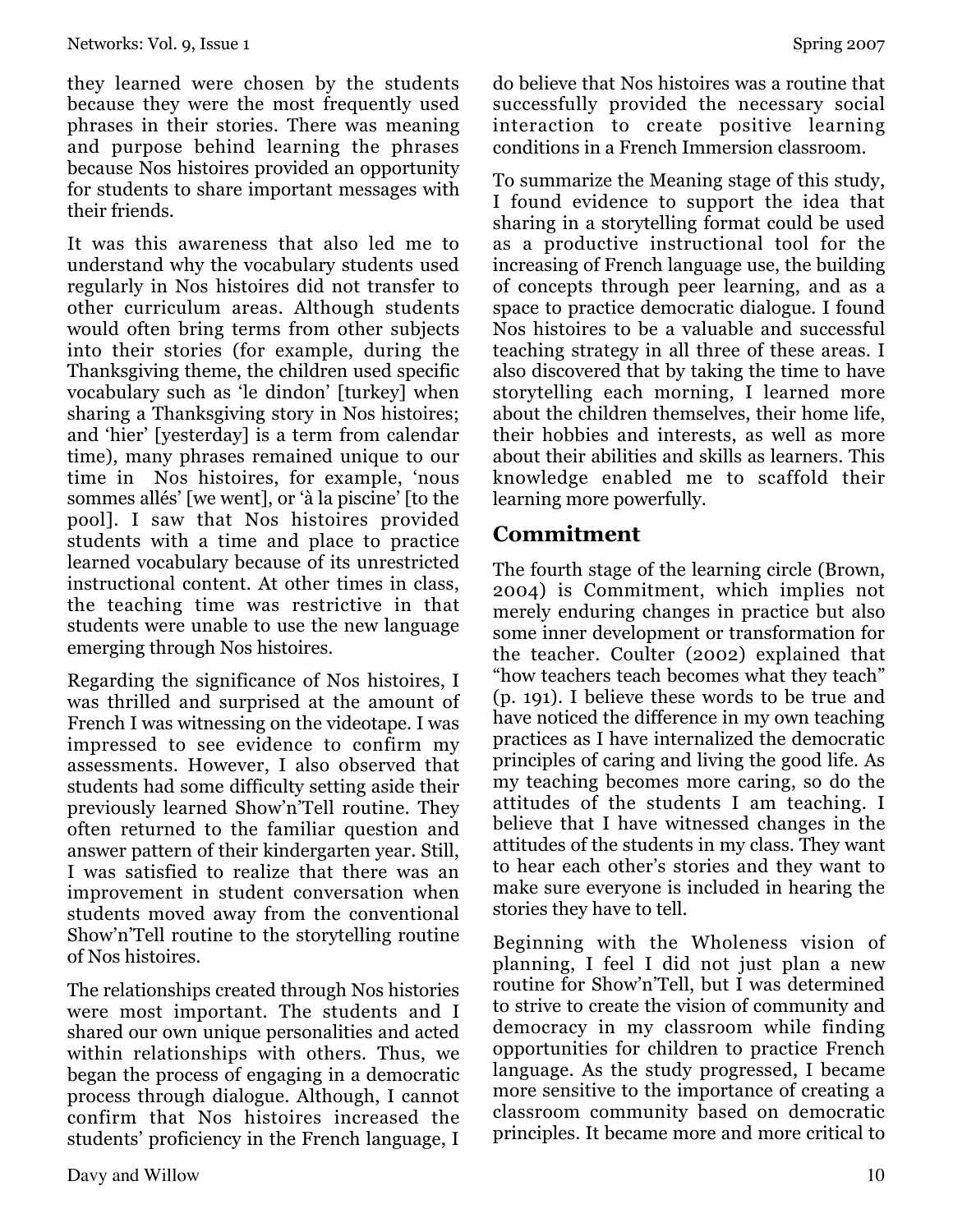they learned were chosen by the students because they were the most frequently used phrases in their stories. There was meaning and purpose behind learning the phrases because Nos histoires provided an opportunity for students to share important messages with their friends.

It was this awareness that also led me to understand why the vocabulary students used regularly in Nos histoires did not transfer to other curriculum areas. Although students would often bring terms from other subjects into their stories (for example, during the Thanksgiving theme, the children used specific vocabulary such as 'le dindon' [turkey] when sharing a Thanksgiving story in Nos histoires; and 'hier' [yesterday] is a term from calendar time), many phrases remained unique to our time in Nos histoires, for example, 'nous sommes allés' [we went], or 'à la piscine' [to the pool]. I saw that Nos histoires provided students with a time and place to practice learned vocabulary because of its unrestricted instructional content. At other times in class, the teaching time was restrictive in that students were unable to use the new language emerging through Nos histoires.

Regarding the significance of Nos histoires, I was thrilled and surprised at the amount of French I was witnessing on the videotape. I was impressed to see evidence to confirm my assessments. However, I also observed that students had some difficulty setting aside their previously learned Show'n'Tell routine. They often returned to the familiar question and answer pattern of their kindergarten year. Still, I was satisfied to realize that there was an improvement in student conversation when students moved away from the conventional Show'n'Tell routine to the storytelling routine of Nos histoires.

The relationships created through Nos histories were most important. The students and I shared our own unique personalities and acted within relationships with others. Thus, we began the process of engaging in a democratic process through dialogue. Although, I cannot confirm that Nos histoires increased the students' proficiency in the French language, I do believe that Nos histoires was a routine that successfully provided the necessary social interaction to create positive learning conditions in a French Immersion classroom.

To summarize the Meaning stage of this study, I found evidence to support the idea that sharing in a storytelling format could be used as a productive instructional tool for the increasing of French language use, the building of concepts through peer learning, and as a space to practice democratic dialogue. I found Nos histoires to be a valuable and successful teaching strategy in all three of these areas. I also discovered that by taking the time to have storytelling each morning, I learned more about the children themselves, their home life, their hobbies and interests, as well as more about their abilities and skills as learners. This knowledge enabled me to scaffold their learning more powerfully.

## Commitment

The fourth stage of the learning circle (Brown, 2004) is Commitment, which implies not merely enduring changes in practice but also some inner development or transformation for the teacher. Coulter (2002) explained that "how teachers teach becomes what they teach" (p. 191). I believe these words to be true and have noticed the difference in my own teaching practices as I have internalized the democratic principles of caring and living the good life. As my teaching becomes more caring, so do the attitudes of the students I am teaching. I believe that I have witnessed changes in the attitudes of the students in my class. They want to hear each other's stories and they want to make sure everyone is included in hearing the stories they have to tell.

Beginning with the Wholeness vision of planning, I feel I did not just plan a new routine for Show'n'Tell, but I was determined to strive to create the vision of community and democracy in my classroom while finding opportunities for children to practice French language. As the study progressed, I became more sensitive to the importance of creating a classroom community based on democratic principles. It became more and more critical to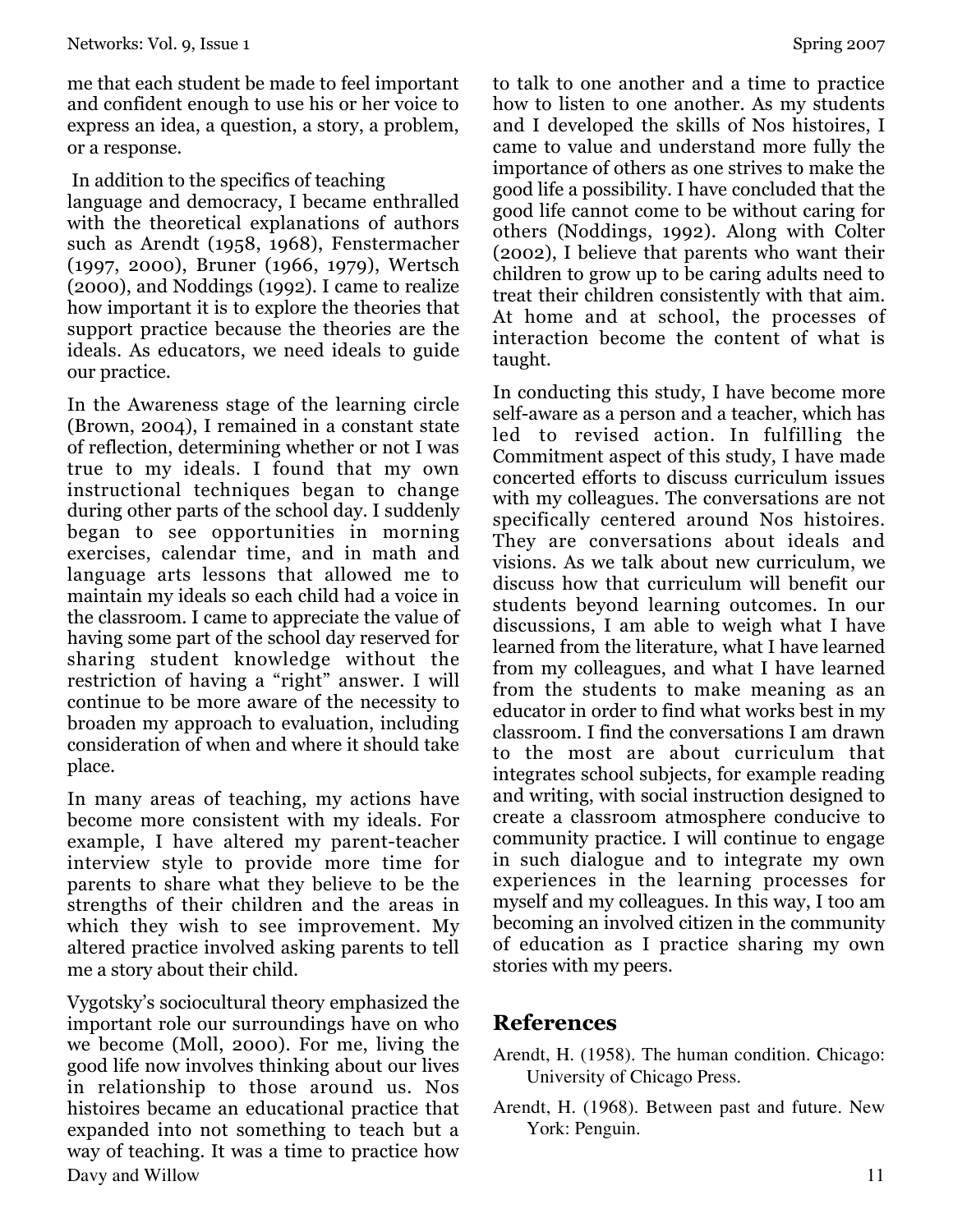me that each student be made to feel important and confident enough to use his or her voice to express an idea, a question, a story, a problem, or a response.

In addition to the specifics of teaching language and democracy, I became enthralled with the theoretical explanations of authors such as Arendt (1958, 1968), Fenstermacher (1997, 2000), Bruner (1966, 1979), Wertsch (2000), and Noddings (1992). I came to realize how important it is to explore the theories that support practice because the theories are the ideals. As educators, we need ideals to guide our practice.

In the Awareness stage of the learning circle (Brown, 2004), I remained in a constant state of reflection, determining whether or not I was true to my ideals. I found that my own instructional techniques began to change during other parts of the school day. I suddenly began to see opportunities in morning exercises, calendar time, and in math and language arts lessons that allowed me to maintain my ideals so each child had a voice in the classroom. I came to appreciate the value of having some part of the school day reserved for sharing student knowledge without the restriction of having a "right" answer. I will continue to be more aware of the necessity to broaden my approach to evaluation, including consideration of when and where it should take place.

In many areas of teaching, my actions have become more consistent with my ideals. For example, I have altered my parent-teacher interview style to provide more time for parents to share what they believe to be the strengths of their children and the areas in which they wish to see improvement. My altered practice involved asking parents to tell me a story about their child.

Vygotsky's sociocultural theory emphasized the important role our surroundings have on who we become (Moll, 2000). For me, living the good life now involves thinking about our lives in relationship to those around us. Nos histoires became an educational practice that expanded into not something to teach but a way of teaching. It was a time to practice how to talk to one another and a time to practice how to listen to one another. As my students and I developed the skills of Nos histoires, I came to value and understand more fully the importance of others as one strives to make the good life a possibility. I have concluded that the good life cannot come to be without caring for others (Noddings, 1992). Along with Colter (2002), I believe that parents who want their children to grow up to be caring adults need to treat their children consistently with that aim. At home and at school, the processes of interaction become the content of what is taught.

In conducting this study, I have become more self-aware as a person and a teacher, which has led to revised action. In fulfilling the Commitment aspect of this study, I have made concerted efforts to discuss curriculum issues with my colleagues. The conversations are not specifically centered around Nos histoires. They are conversations about ideals and visions. As we talk about new curriculum, we discuss how that curriculum will benefit our students beyond learning outcomes. In our discussions, I am able to weigh what I have learned from the literature, what I have learned from my colleagues, and what I have learned from the students to make meaning as an educator in order to find what works best in my classroom. I find the conversations I am drawn to the most are about curriculum that integrates school subjects, for example reading and writing, with social instruction designed to create a classroom atmosphere conducive to community practice. I will continue to engage in such dialogue and to integrate my own experiences in the learning processes for myself and my colleagues. In this way, I too am becoming an involved citizen in the community of education as I practice sharing my own stories with my peers.

## References

Arendt, H. (1958). The human condition. Chicago: University of Chicago Press.

Arendt, H. (1968). Between past and future. New York: Penguin.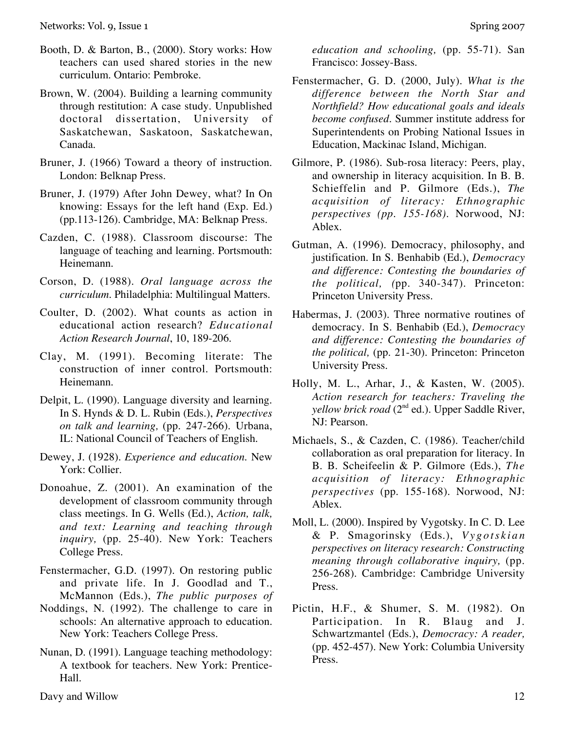Booth, D. & Barton, B., (2000). Story works: How teachers can used shared stories in the new curriculum. Ontario: Pembroke.

Brown, W. (2004). Building a learning community through restitution: A case study. Unpublished doctoral dissertation, University of Saskatchewan, Saskatoon, Saskatchewan, Canada.

Bruner, J. (1966) Toward a theory of instruction. London: Belknap Press.

Bruner, J. (1979) After John Dewey, what? In On knowing: Essays for the left hand (Exp. Ed.) (pp.113-126). Cambridge, MA: Belknap Press.

Cazden, C. (1988). Classroom discourse: The language of teaching and learning. Portsmouth: Heinemann.

Corson, D. (1988). *Oral language across the curriculum.* Philadelphia: Multilingual Matters.

Coulter, D. (2002). What counts as action in educational action research? *Educational Action Research Journal*, 10, 189-206.

Clay, M. (1991). Becoming literate: The construction of inner control. Portsmouth: Heinemann.

Delpit, L. (1990). Language diversity and learning. In S. Hynds & D. L. Rubin (Eds.), *Perspectives on talk and learning,* (pp. 247-266). Urbana, IL: National Council of Teachers of English.

Dewey, J. (1928). *Experience and education.* New York: Collier.

Donoahue, Z. (2001). An examination of the development of classroom community through class meetings. In G. Wells (Ed.), *Action, talk, and text: Learning and teaching through inquiry,* (pp. 25-40). New York: Teachers College Press.

Fenstermacher, G.D. (1997). On restoring public and private life. In J. Goodlad and T., McMannon (Eds.), *The public purposes of education and schooling,* (pp. 55-71). San Francisco: Jossey-Bass.

Noddings, N. (1992). The challenge to care in schools: An alternative approach to education. New York: Teachers College Press.

Nunan, D. (1991). Language teaching methodology: A textbook for teachers. New York: Prentice-Hall.

Fenstermacher, G. D. (2000, July). *What is the difference between the North Star and Northfield? How educational goals and ideals become confused.* Summer institute address for Superintendents on Probing National Issues in Education, Mackinac Island, Michigan.

Gilmore, P. (1986). Sub-rosa literacy: Peers, play, and ownership in literacy acquisition. In B. B. Schieffelin and P. Gilmore (Eds.), *The acquisition of literacy: Ethnographic perspectives (pp. 155-168).* Norwood, NJ: Ablex.

Gutman, A. (1996). Democracy, philosophy, and justification. In S. Benhabib (Ed.), *Democracy and difference: Contesting the boundaries of the political, (*pp. 340-347). Princeton: Princeton University Press.

Habermas, J. (2003). Three normative routines of democracy. In S. Benhabib (Ed.), *Democracy and difference: Contesting the boundaries of the political,* (pp. 21-30). Princeton: Princeton University Press.

Holly, M. L., Arhar, J., & Kasten, W. (2005). *Action research for teachers: Traveling the yellow brick road* (2nd ed.). Upper Saddle River, NJ: Pearson.

Michaels, S., & Cazden, C. (1986). Teacher/child collaboration as oral preparation for literacy. In B. B. Scheifeelin & P. Gilmore (Eds.), *The acquisition of literacy: Ethnographic perspectives* (pp. 155-168). Norwood, NJ: Ablex.

Moll, L. (2000). Inspired by Vygotsky. In C. D. Lee & P. Smagorinsky (Eds.), *Vygotskian perspectives on literacy research: Constructing meaning through collaborative inquiry,* (pp. 256-268). Cambridge: Cambridge University Press.

Pictin, H.F., & Shumer, S. M. (1982). On Participation. In R. Blaug and J. Schwartzmantel (Eds.), *Democracy: A reader,* (pp. 452-457). New York: Columbia University Press.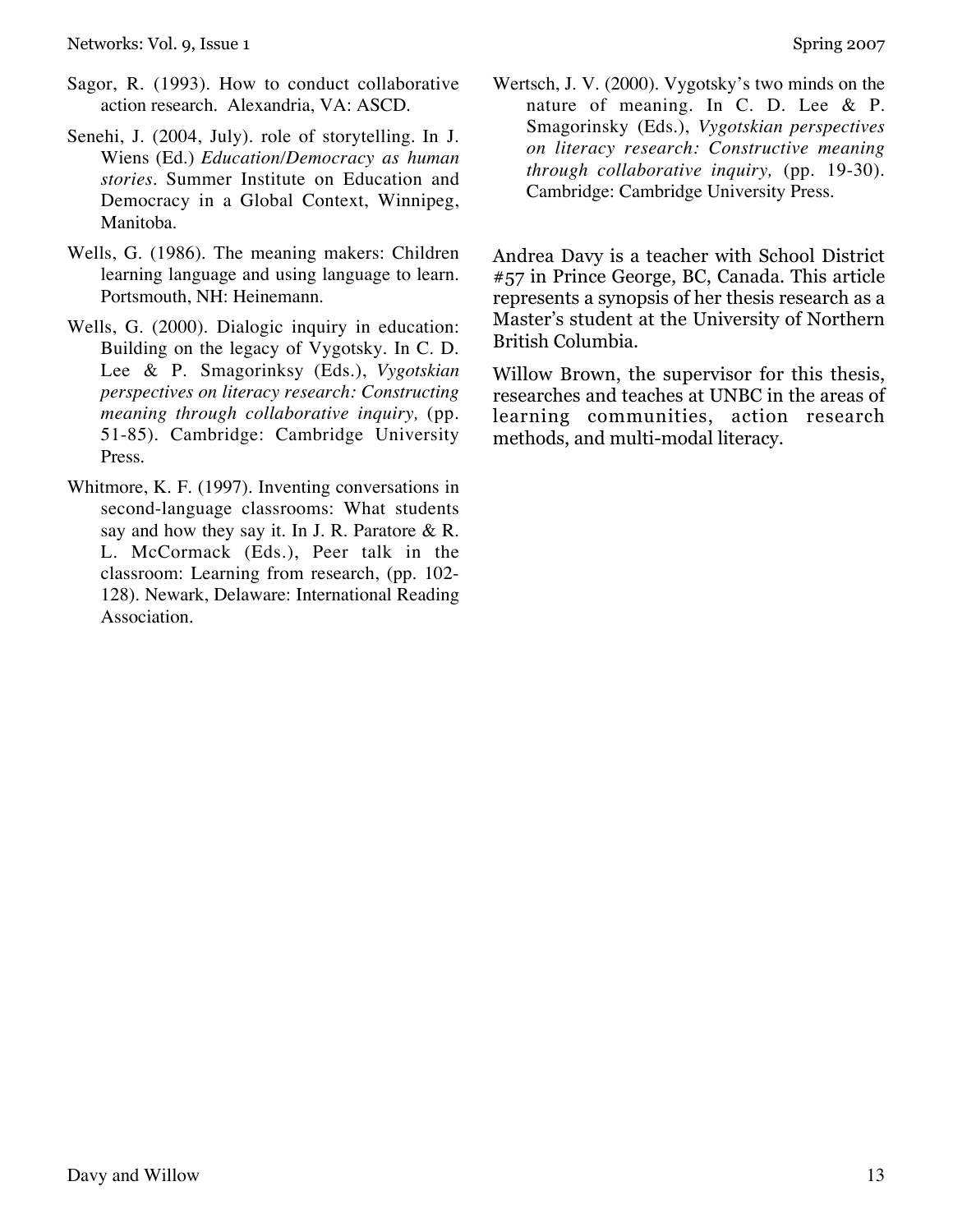Sagor, R. (1993). How to conduct collaborative action research. Alexandria, VA: ASCD.

Senehi, J. (2004, July). role of storytelling. In J. Wiens (Ed.) *Education/Democracy as human stories*. Summer Institute on Education and Democracy in a Global Context, Winnipeg, Manitoba.

Wells, G. (1986). The meaning makers: Children learning language and using language to learn. Portsmouth, NH: Heinemann.

Wells, G. (2000). Dialogic inquiry in education: Building on the legacy of Vygotsky. In C. D. Lee & P. Smagorinksy (Eds.), *Vygotskian perspectives on literacy research: Constructing meaning through collaborative inquiry,* (pp. 51-85). Cambridge: Cambridge University Press.

Whitmore, K. F. (1997). Inventing conversations in second-language classrooms: What students say and how they say it. In J. R. Paratore & R. L. McCormack (Eds.), Peer talk in the classroom: Learning from research, (pp. 102-128). Newark, Delaware: International Reading Association.

Wertsch, J. V. (2000). Vygotsky's two minds on the nature of meaning. In C. D. Lee & P. Smagorinsky (Eds.), *Vygotskian perspectives on literacy research: Constructive meaning through collaborative inquiry,* (pp. 19-30). Cambridge: Cambridge University Press.

Andrea Davy is a teacher with School District #57 in Prince George, BC, Canada. This article represents a synopsis of her thesis research as a Master's student at the University of Northern British Columbia.

Willow Brown, the supervisor for this thesis, researches and teaches at UNBC in the areas of learning communities, action research methods, and multi-modal literacy.